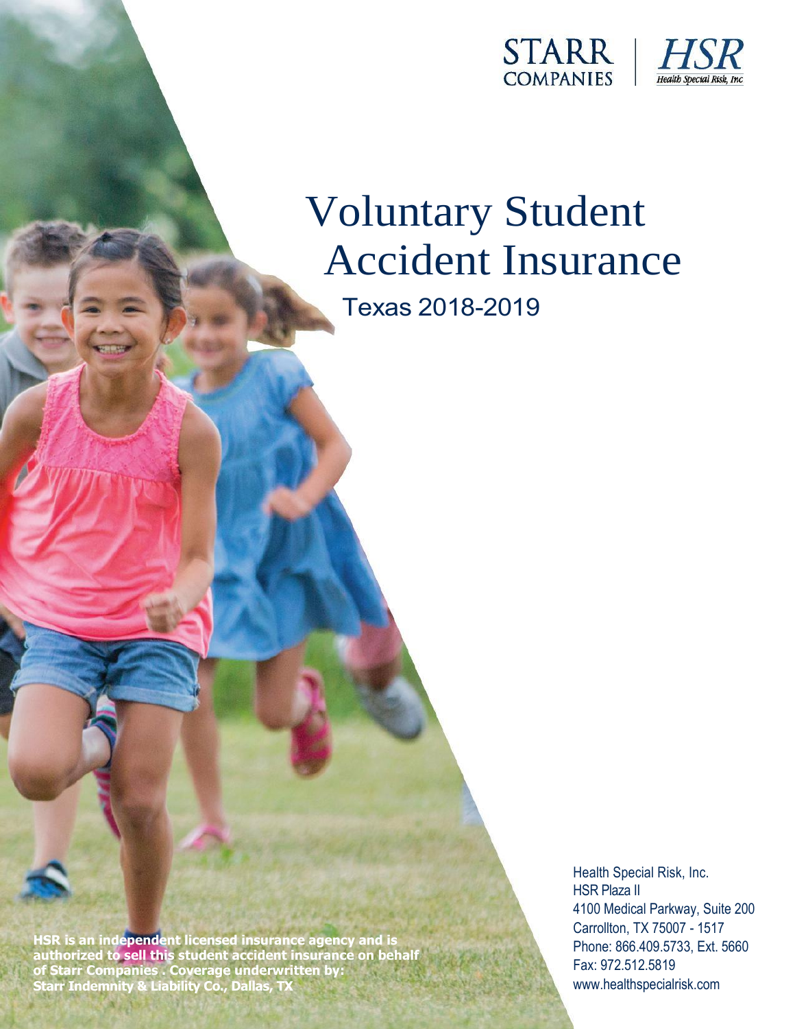STARR COMPANIES | HSR Health Special Risk, Inc

# Voluntary Student Accident Insurance

## Texas 2018-2019

**HSR is an independent licensed insurance agency and is authorized to sell this student accident insurance on behalf of Starr Companies . Coverage underwritten by: Starr Indemnity & Liability Co., Dallas, TX**

Health Special Risk, Inc.
HSR Plaza II
4100 Medical Parkway, Suite 200
Carrollton, TX 75007 - 1517
Phone: 866.409.5733, Ext. 5660
Fax: 972.512.5819
www.healthspecialrisk.com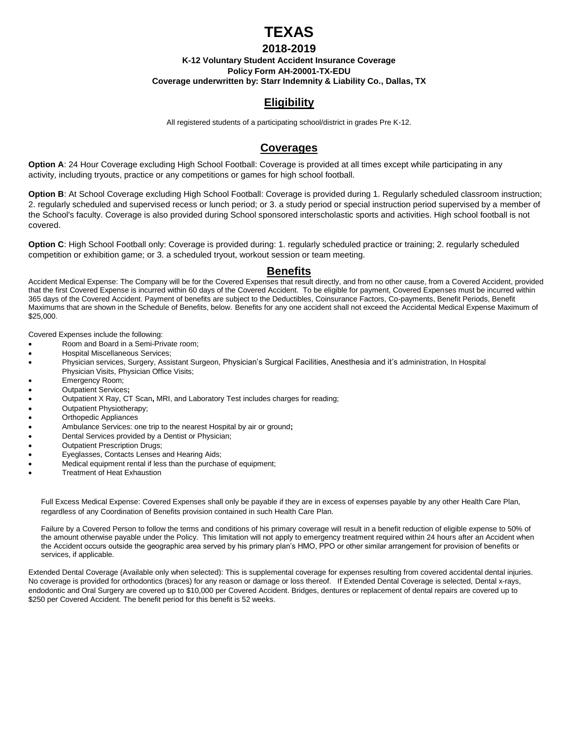# TEXAS

## 2018-2019

**K-12 Voluntary Student Accident Insurance Coverage**
**Policy Form AH-20001-TX-EDU**
**Coverage underwritten by: Starr Indemnity & Liability Co., Dallas, TX**

## Eligibility

All registered students of a participating school/district in grades Pre K-12.

## Coverages

**Option A**: 24 Hour Coverage excluding High School Football: Coverage is provided at all times except while participating in any activity, including tryouts, practice or any competitions or games for high school football.

**Option B**: At School Coverage excluding High School Football: Coverage is provided during 1. Regularly scheduled classroom instruction; 2. regularly scheduled and supervised recess or lunch period; or 3. a study period or special instruction period supervised by a member of the School's faculty. Coverage is also provided during School sponsored interscholastic sports and activities. High school football is not covered.

**Option C**: High School Football only: Coverage is provided during: 1. regularly scheduled practice or training; 2. regularly scheduled competition or exhibition game; or 3. a scheduled tryout, workout session or team meeting.

## Benefits

Accident Medical Expense: The Company will be for the Covered Expenses that result directly, and from no other cause, from a Covered Accident, provided that the first Covered Expense is incurred within 60 days of the Covered Accident. To be eligible for payment, Covered Expenses must be incurred within 365 days of the Covered Accident. Payment of benefits are subject to the Deductibles, Coinsurance Factors, Co-payments, Benefit Periods, Benefit Maximums that are shown in the Schedule of Benefits, below. Benefits for any one accident shall not exceed the Accidental Medical Expense Maximum of $25,000.

Covered Expenses include the following:

- Room and Board in a Semi-Private room;
- Hospital Miscellaneous Services;
- Physician services, Surgery, Assistant Surgeon, Physician's Surgical Facilities, Anesthesia and it's administration, In Hospital Physician Visits, Physician Office Visits;
- Emergency Room;
- Outpatient Services;
- Outpatient X Ray, CT Scan, MRI, and Laboratory Test includes charges for reading;
- Outpatient Physiotherapy;
- Orthopedic Appliances
- Ambulance Services: one trip to the nearest Hospital by air or ground;
- Dental Services provided by a Dentist or Physician;
- Outpatient Prescription Drugs;
- Eyeglasses, Contacts Lenses and Hearing Aids;
- Medical equipment rental if less than the purchase of equipment;
- Treatment of Heat Exhaustion

Full Excess Medical Expense: Covered Expenses shall only be payable if they are in excess of expenses payable by any other Health Care Plan, regardless of any Coordination of Benefits provision contained in such Health Care Plan.

Failure by a Covered Person to follow the terms and conditions of his primary coverage will result in a benefit reduction of eligible expense to 50% of the amount otherwise payable under the Policy. This limitation will not apply to emergency treatment required within 24 hours after an Accident when the Accident occurs outside the geographic area served by his primary plan's HMO, PPO or other similar arrangement for provision of benefits or services, if applicable.

Extended Dental Coverage (Available only when selected): This is supplemental coverage for expenses resulting from covered accidental dental injuries. No coverage is provided for orthodontics (braces) for any reason or damage or loss thereof. If Extended Dental Coverage is selected, Dental x-rays, endodontic and Oral Surgery are covered up to $10,000 per Covered Accident. Bridges, dentures or replacement of dental repairs are covered up to $250 per Covered Accident. The benefit period for this benefit is 52 weeks.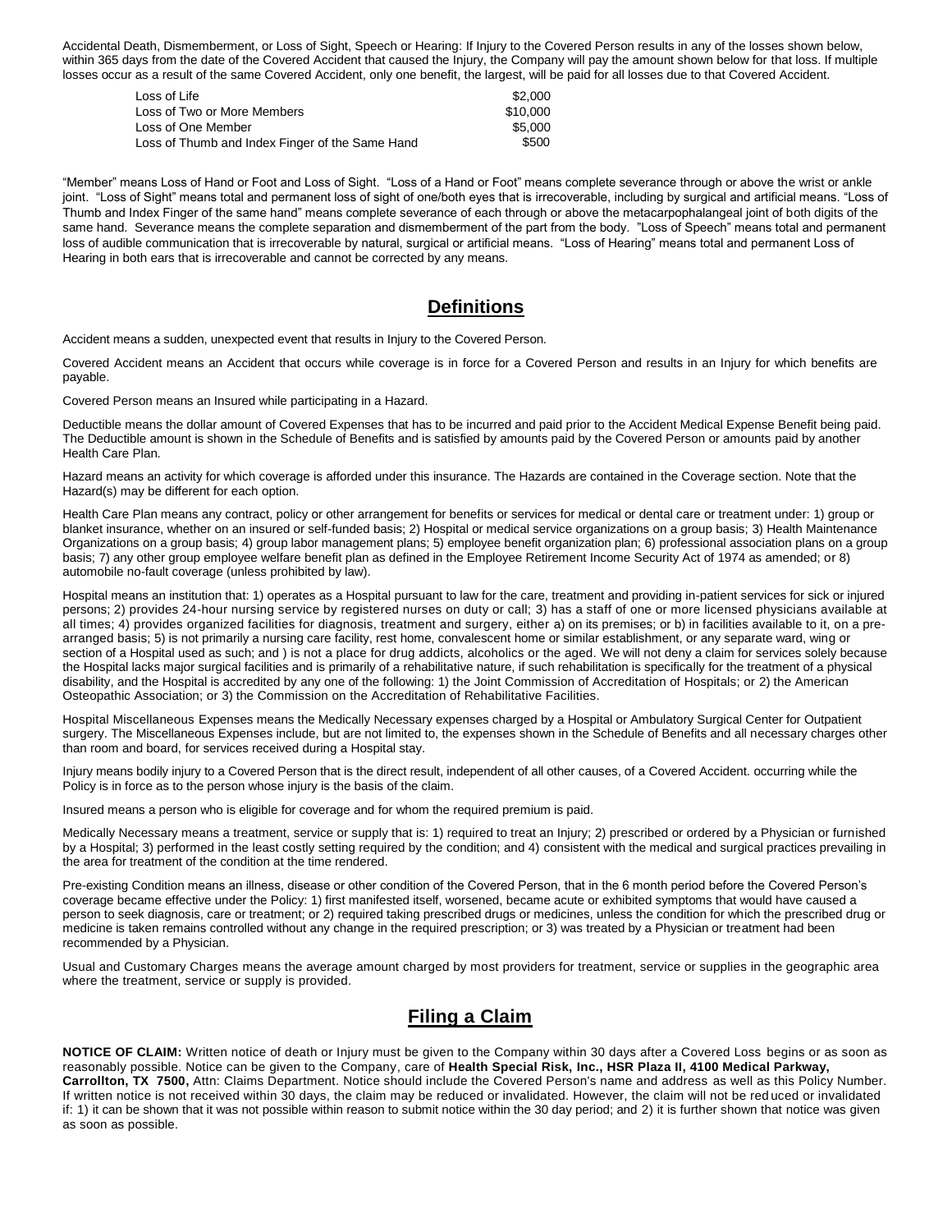Accidental Death, Dismemberment, or Loss of Sight, Speech or Hearing: If Injury to the Covered Person results in any of the losses shown below, within 365 days from the date of the Covered Accident that caused the Injury, the Company will pay the amount shown below for that loss. If multiple losses occur as a result of the same Covered Accident, only one benefit, the largest, will be paid for all losses due to that Covered Accident.

| | |
|---|---|
| Loss of Life | $2,000 |
| Loss of Two or More Members | $10,000 |
| Loss of One Member | $5,000 |
| Loss of Thumb and Index Finger of the Same Hand | $500 |

"Member" means Loss of Hand or Foot and Loss of Sight. "Loss of a Hand or Foot" means complete severance through or above the wrist or ankle joint. "Loss of Sight" means total and permanent loss of sight of one/both eyes that is irrecoverable, including by surgical and artificial means. "Loss of Thumb and Index Finger of the same hand" means complete severance of each through or above the metacarpophalangeal joint of both digits of the same hand. Severance means the complete separation and dismemberment of the part from the body. "Loss of Speech" means total and permanent loss of audible communication that is irrecoverable by natural, surgical or artificial means. "Loss of Hearing" means total and permanent Loss of Hearing in both ears that is irrecoverable and cannot be corrected by any means.

## Definitions

Accident means a sudden, unexpected event that results in Injury to the Covered Person.

Covered Accident means an Accident that occurs while coverage is in force for a Covered Person and results in an Injury for which benefits are payable.

Covered Person means an Insured while participating in a Hazard.

Deductible means the dollar amount of Covered Expenses that has to be incurred and paid prior to the Accident Medical Expense Benefit being paid. The Deductible amount is shown in the Schedule of Benefits and is satisfied by amounts paid by the Covered Person or amounts paid by another Health Care Plan.

Hazard means an activity for which coverage is afforded under this insurance. The Hazards are contained in the Coverage section. Note that the Hazard(s) may be different for each option.

Health Care Plan means any contract, policy or other arrangement for benefits or services for medical or dental care or treatment under: 1) group or blanket insurance, whether on an insured or self-funded basis; 2) Hospital or medical service organizations on a group basis; 3) Health Maintenance Organizations on a group basis; 4) group labor management plans; 5) employee benefit organization plan; 6) professional association plans on a group basis; 7) any other group employee welfare benefit plan as defined in the Employee Retirement Income Security Act of 1974 as amended; or 8) automobile no-fault coverage (unless prohibited by law).

Hospital means an institution that: 1) operates as a Hospital pursuant to law for the care, treatment and providing in-patient services for sick or injured persons; 2) provides 24-hour nursing service by registered nurses on duty or call; 3) has a staff of one or more licensed physicians available at all times; 4) provides organized facilities for diagnosis, treatment and surgery, either a) on its premises; or b) in facilities available to it, on a pre-arranged basis; 5) is not primarily a nursing care facility, rest home, convalescent home or similar establishment, or any separate ward, wing or section of a Hospital used as such; and ) is not a place for drug addicts, alcoholics or the aged. We will not deny a claim for services solely because the Hospital lacks major surgical facilities and is primarily of a rehabilitative nature, if such rehabilitation is specifically for the treatment of a physical disability, and the Hospital is accredited by any one of the following: 1) the Joint Commission of Accreditation of Hospitals; or 2) the American Osteopathic Association; or 3) the Commission on the Accreditation of Rehabilitative Facilities.

Hospital Miscellaneous Expenses means the Medically Necessary expenses charged by a Hospital or Ambulatory Surgical Center for Outpatient surgery. The Miscellaneous Expenses include, but are not limited to, the expenses shown in the Schedule of Benefits and all necessary charges other than room and board, for services received during a Hospital stay.

Injury means bodily injury to a Covered Person that is the direct result, independent of all other causes, of a Covered Accident. occurring while the Policy is in force as to the person whose injury is the basis of the claim.

Insured means a person who is eligible for coverage and for whom the required premium is paid.

Medically Necessary means a treatment, service or supply that is: 1) required to treat an Injury; 2) prescribed or ordered by a Physician or furnished by a Hospital; 3) performed in the least costly setting required by the condition; and 4) consistent with the medical and surgical practices prevailing in the area for treatment of the condition at the time rendered.

Pre-existing Condition means an illness, disease or other condition of the Covered Person, that in the 6 month period before the Covered Person's coverage became effective under the Policy: 1) first manifested itself, worsened, became acute or exhibited symptoms that would have caused a person to seek diagnosis, care or treatment; or 2) required taking prescribed drugs or medicines, unless the condition for which the prescribed drug or medicine is taken remains controlled without any change in the required prescription; or 3) was treated by a Physician or treatment had been recommended by a Physician.

Usual and Customary Charges means the average amount charged by most providers for treatment, service or supplies in the geographic area where the treatment, service or supply is provided.

## Filing a Claim

**NOTICE OF CLAIM:** Written notice of death or Injury must be given to the Company within 30 days after a Covered Loss begins or as soon as reasonably possible. Notice can be given to the Company, care of **Health Special Risk, Inc., HSR Plaza II, 4100 Medical Parkway, Carrollton, TX 7500,** Attn: Claims Department. Notice should include the Covered Person's name and address as well as this Policy Number. If written notice is not received within 30 days, the claim may be reduced or invalidated. However, the claim will not be reduced or invalidated if: 1) it can be shown that it was not possible within reason to submit notice within the 30 day period; and 2) it is further shown that notice was given as soon as possible.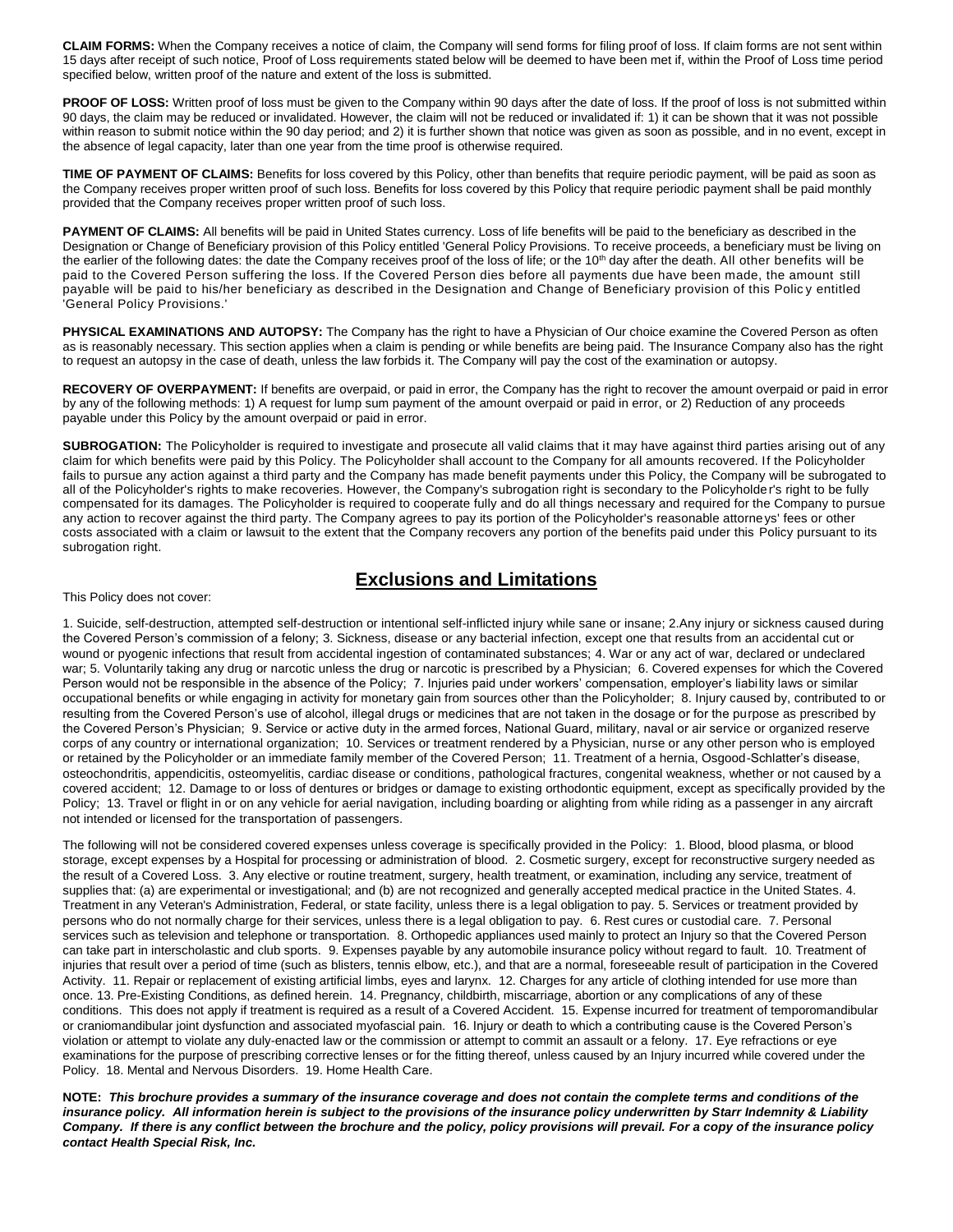**CLAIM FORMS:** When the Company receives a notice of claim, the Company will send forms for filing proof of loss. If claim forms are not sent within 15 days after receipt of such notice, Proof of Loss requirements stated below will be deemed to have been met if, within the Proof of Loss time period specified below, written proof of the nature and extent of the loss is submitted.

**PROOF OF LOSS:** Written proof of loss must be given to the Company within 90 days after the date of loss. If the proof of loss is not submitted within 90 days, the claim may be reduced or invalidated. However, the claim will not be reduced or invalidated if: 1) it can be shown that it was not possible within reason to submit notice within the 90 day period; and 2) it is further shown that notice was given as soon as possible, and in no event, except in the absence of legal capacity, later than one year from the time proof is otherwise required.

**TIME OF PAYMENT OF CLAIMS:** Benefits for loss covered by this Policy, other than benefits that require periodic payment, will be paid as soon as the Company receives proper written proof of such loss. Benefits for loss covered by this Policy that require periodic payment shall be paid monthly provided that the Company receives proper written proof of such loss.

**PAYMENT OF CLAIMS:** All benefits will be paid in United States currency. Loss of life benefits will be paid to the beneficiary as described in the Designation or Change of Beneficiary provision of this Policy entitled 'General Policy Provisions. To receive proceeds, a beneficiary must be living on the earlier of the following dates: the date the Company receives proof of the loss of life; or the 10th day after the death. All other benefits will be paid to the Covered Person suffering the loss. If the Covered Person dies before all payments due have been made, the amount still payable will be paid to his/her beneficiary as described in the Designation and Change of Beneficiary provision of this Policy entitled 'General Policy Provisions.'

**PHYSICAL EXAMINATIONS AND AUTOPSY:** The Company has the right to have a Physician of Our choice examine the Covered Person as often as is reasonably necessary. This section applies when a claim is pending or while benefits are being paid. The Insurance Company also has the right to request an autopsy in the case of death, unless the law forbids it. The Company will pay the cost of the examination or autopsy.

**RECOVERY OF OVERPAYMENT:** If benefits are overpaid, or paid in error, the Company has the right to recover the amount overpaid or paid in error by any of the following methods: 1) A request for lump sum payment of the amount overpaid or paid in error, or 2) Reduction of any proceeds payable under this Policy by the amount overpaid or paid in error.

**SUBROGATION:** The Policyholder is required to investigate and prosecute all valid claims that it may have against third parties arising out of any claim for which benefits were paid by this Policy. The Policyholder shall account to the Company for all amounts recovered. If the Policyholder fails to pursue any action against a third party and the Company has made benefit payments under this Policy, the Company will be subrogated to all of the Policyholder's rights to make recoveries. However, the Company's subrogation right is secondary to the Policyholder's right to be fully compensated for its damages. The Policyholder is required to cooperate fully and do all things necessary and required for the Company to pursue any action to recover against the third party. The Company agrees to pay its portion of the Policyholder's reasonable attorneys' fees or other costs associated with a claim or lawsuit to the extent that the Company recovers any portion of the benefits paid under this Policy pursuant to its subrogation right.

## Exclusions and Limitations

This Policy does not cover:

1. Suicide, self-destruction, attempted self-destruction or intentional self-inflicted injury while sane or insane; 2.Any injury or sickness caused during the Covered Person's commission of a felony; 3. Sickness, disease or any bacterial infection, except one that results from an accidental cut or wound or pyogenic infections that result from accidental ingestion of contaminated substances; 4. War or any act of war, declared or undeclared war; 5. Voluntarily taking any drug or narcotic unless the drug or narcotic is prescribed by a Physician; 6. Covered expenses for which the Covered Person would not be responsible in the absence of the Policy; 7. Injuries paid under workers' compensation, employer's liability laws or similar occupational benefits or while engaging in activity for monetary gain from sources other than the Policyholder; 8. Injury caused by, contributed to or resulting from the Covered Person's use of alcohol, illegal drugs or medicines that are not taken in the dosage or for the purpose as prescribed by the Covered Person's Physician; 9. Service or active duty in the armed forces, National Guard, military, naval or air service or organized reserve corps of any country or international organization; 10. Services or treatment rendered by a Physician, nurse or any other person who is employed or retained by the Policyholder or an immediate family member of the Covered Person; 11. Treatment of a hernia, Osgood-Schlatter's disease, osteochondritis, appendicitis, osteomyelitis, cardiac disease or conditions, pathological fractures, congenital weakness, whether or not caused by a covered accident; 12. Damage to or loss of dentures or bridges or damage to existing orthodontic equipment, except as specifically provided by the Policy; 13. Travel or flight in or on any vehicle for aerial navigation, including boarding or alighting from while riding as a passenger in any aircraft not intended or licensed for the transportation of passengers.

The following will not be considered covered expenses unless coverage is specifically provided in the Policy: 1. Blood, blood plasma, or blood storage, except expenses by a Hospital for processing or administration of blood. 2. Cosmetic surgery, except for reconstructive surgery needed as the result of a Covered Loss. 3. Any elective or routine treatment, surgery, health treatment, or examination, including any service, treatment of supplies that: (a) are experimental or investigational; and (b) are not recognized and generally accepted medical practice in the United States. 4. Treatment in any Veteran's Administration, Federal, or state facility, unless there is a legal obligation to pay. 5. Services or treatment provided by persons who do not normally charge for their services, unless there is a legal obligation to pay. 6. Rest cures or custodial care. 7. Personal services such as television and telephone or transportation. 8. Orthopedic appliances used mainly to protect an Injury so that the Covered Person can take part in interscholastic and club sports. 9. Expenses payable by any automobile insurance policy without regard to fault. 10. Treatment of injuries that result over a period of time (such as blisters, tennis elbow, etc.), and that are a normal, foreseeable result of participation in the Covered Activity. 11. Repair or replacement of existing artificial limbs, eyes and larynx. 12. Charges for any article of clothing intended for use more than once. 13. Pre-Existing Conditions, as defined herein. 14. Pregnancy, childbirth, miscarriage, abortion or any complications of any of these conditions. This does not apply if treatment is required as a result of a Covered Accident. 15. Expense incurred for treatment of temporomandibular or craniomandibular joint dysfunction and associated myofascial pain. 16. Injury or death to which a contributing cause is the Covered Person's violation or attempt to violate any duly-enacted law or the commission or attempt to commit an assault or a felony. 17. Eye refractions or eye examinations for the purpose of prescribing corrective lenses or for the fitting thereof, unless caused by an Injury incurred while covered under the Policy. 18. Mental and Nervous Disorders. 19. Home Health Care.

**NOTE:** ***This brochure provides a summary of the insurance coverage and does not contain the complete terms and conditions of the insurance policy. All information herein is subject to the provisions of the insurance policy underwritten by Starr Indemnity & Liability Company. If there is any conflict between the brochure and the policy, policy provisions will prevail. For a copy of the insurance policy contact Health Special Risk, Inc.***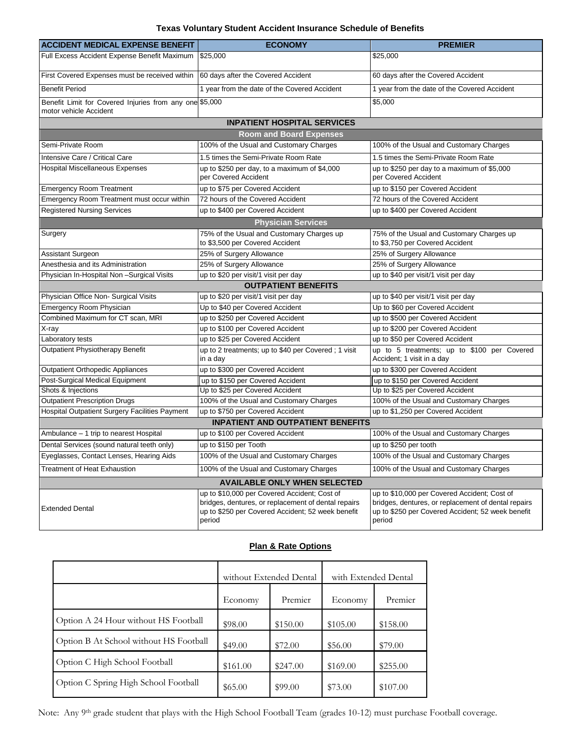# Texas Voluntary Student Accident Insurance Schedule of Benefits

| ACCIDENT MEDICAL EXPENSE BENEFIT | ECONOMY | PREMIER |
|---|---|---|
| Full Excess Accident Expense Benefit Maximum | $25,000 | $25,000 |
| First Covered Expenses must be received within | 60 days after the Covered Accident | 60 days after the Covered Accident |
| Benefit Period | 1 year from the date of the Covered Accident | 1 year from the date of the Covered Accident |
| Benefit Limit for Covered Injuries from any one motor vehicle Accident | $5,000 | $5,000 |
| **INPATIENT HOSPITAL SERVICES** | | |
| **Room and Board Expenses** | | |
| Semi-Private Room | 100% of the Usual and Customary Charges | 100% of the Usual and Customary Charges |
| Intensive Care / Critical Care | 1.5 times the Semi-Private Room Rate | 1.5 times the Semi-Private Room Rate |
| Hospital Miscellaneous Expenses | up to $250 per day, to a maximum of $4,000 per Covered Accident | up to $250 per day to a maximum of $5,000 per Covered Accident |
| Emergency Room Treatment | up to $75 per Covered Accident | up to $150 per Covered Accident |
| Emergency Room Treatment must occur within | 72 hours of the Covered Accident | 72 hours of the Covered Accident |
| Registered Nursing Services | up to $400 per Covered Accident | up to $400 per Covered Accident |
| **Physician Services** | | |
| Surgery | 75% of the Usual and Customary Charges up to $3,500 per Covered Accident | 75% of the Usual and Customary Charges up to $3,750 per Covered Accident |
| Assistant Surgeon | 25% of Surgery Allowance | 25% of Surgery Allowance |
| Anesthesia and its Administration | 25% of Surgery Allowance | 25% of Surgery Allowance |
| Physician In-Hospital Non –Surgical Visits | up to $20 per visit/1 visit per day | up to $40 per visit/1 visit per day |
| **OUTPATIENT BENEFITS** | | |
| Physician Office Non- Surgical Visits | up to $20 per visit/1 visit per day | up to $40 per visit/1 visit per day |
| Emergency Room Physician | Up to $40 per Covered Accident | Up to $60 per Covered Accident |
| Combined Maximum for CT scan, MRI | up to $250 per Covered Accident | up to $500 per Covered Accident |
| X-ray | up to $100 per Covered Accident | up to $200 per Covered Accident |
| Laboratory tests | up to $25 per Covered Accident | up to $50 per Covered Accident |
| Outpatient Physiotherapy Benefit | up to 2 treatments; up to $40 per Covered ; 1 visit in a day | up to 5 treatments; up to $100 per Covered Accident; 1 visit in a day |
| Outpatient Orthopedic Appliances | up to $300 per Covered Accident | up to $300 per Covered Accident |
| Post-Surgical Medical Equipment | up to $150 per Covered Accident | up to $150 per Covered Accident |
| Shots & Injections | Up to $25 per Covered Accident | Up to $25 per Covered Accident |
| Outpatient Prescription Drugs | 100% of the Usual and Customary Charges | 100% of the Usual and Customary Charges |
| Hospital Outpatient Surgery Facilities Payment | up to $750 per Covered Accident | up to $1,250 per Covered Accident |
| **INPATIENT AND OUTPATIENT BENEFITS** | | |
| Ambulance – 1 trip to nearest Hospital | up to $100 per Covered Accident | 100% of the Usual and Customary Charges |
| Dental Services (sound natural teeth only) | up to $150 per Tooth | up to $250 per tooth |
| Eyeglasses, Contact Lenses, Hearing Aids | 100% of the Usual and Customary Charges | 100% of the Usual and Customary Charges |
| Treatment of Heat Exhaustion | 100% of the Usual and Customary Charges | 100% of the Usual and Customary Charges |
| **AVAILABLE ONLY WHEN SELECTED** | | |
| Extended Dental | up to $10,000 per Covered Accident; Cost of bridges, dentures, or replacement of dental repairs up to $250 per Covered Accident; 52 week benefit period | up to $10,000 per Covered Accident; Cost of bridges, dentures, or replacement of dental repairs up to $250 per Covered Accident; 52 week benefit period |

## Plan & Rate Options

| | without Extended Dental | | with Extended Dental | |
|---|---|---|---|---|
| | Economy | Premier | Economy | Premier |
| Option A 24 Hour without HS Football | $98.00 | $150.00 | $105.00 | $158.00 |
| Option B At School without HS Football | $49.00 | $72.00 | $56.00 | $79.00 |
| Option C High School Football | $161.00 | $247.00 | $169.00 | $255.00 |
| Option C Spring High School Football | $65.00 | $99.00 | $73.00 | $107.00 |

Note: Any 9th grade student that plays with the High School Football Team (grades 10-12) must purchase Football coverage.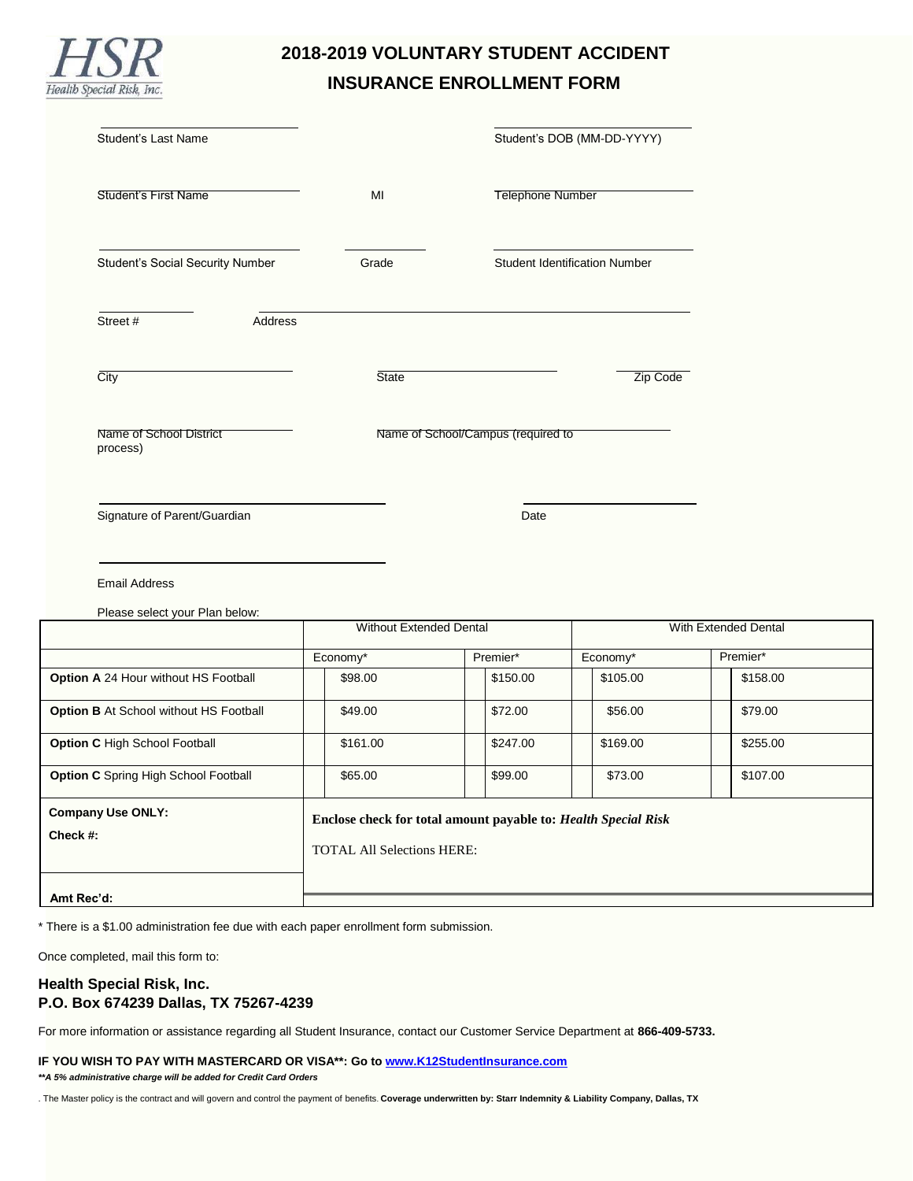HSR
Health Special Risk, Inc.

# 2018-2019 VOLUNTARY STUDENT ACCIDENT INSURANCE ENROLLMENT FORM

Student's Last Name

Student's DOB (MM-DD-YYYY)

Student's First Name

MI

Telephone Number

Student's Social Security Number

Grade

Student Identification Number

Street #

Address

City

State

Zip Code

Name of School District

Name of School/Campus (required to process)

Signature of Parent/Guardian

Date

Email Address

Please select your Plan below:

| | Without Extended Dental | | | | With Extended Dental | | | |
|---|---|---|---|---|---|---|---|---|
| | Economy* | | Premier* | | Economy* | | Premier* | |
| **Option A** 24 Hour without HS Football | | $98.00 | | $150.00 | | $105.00 | | $158.00 |
| **Option B** At School without HS Football | | $49.00 | | $72.00 | | $56.00 | | $79.00 |
| **Option C** High School Football | | $161.00 | | $247.00 | | $169.00 | | $255.00 |
| **Option C** Spring High School Football | | $65.00 | | $99.00 | | $73.00 | | $107.00 |
| **Company Use ONLY:** **Check #:** | **Enclose check for total amount payable to:** ***Health Special Risk*** TOTAL All Selections HERE: | | | | | | | |
| **Amt Rec'd:** | | | | | | | | |

\* There is a $1.00 administration fee due with each paper enrollment form submission.

Once completed, mail this form to:

**Health Special Risk, Inc.**
**P.O. Box 674239 Dallas, TX 75267-4239**

For more information or assistance regarding all Student Insurance, contact our Customer Service Department at **866-409-5733.**

**IF YOU WISH TO PAY WITH MASTERCARD OR VISA\*\*: Go to www.K12StudentInsurance.com**

***\*\*A 5% administrative charge will be added for Credit Card Orders***

. The Master policy is the contract and will govern and control the payment of benefits. **Coverage underwritten by: Starr Indemnity & Liability Company, Dallas, TX**